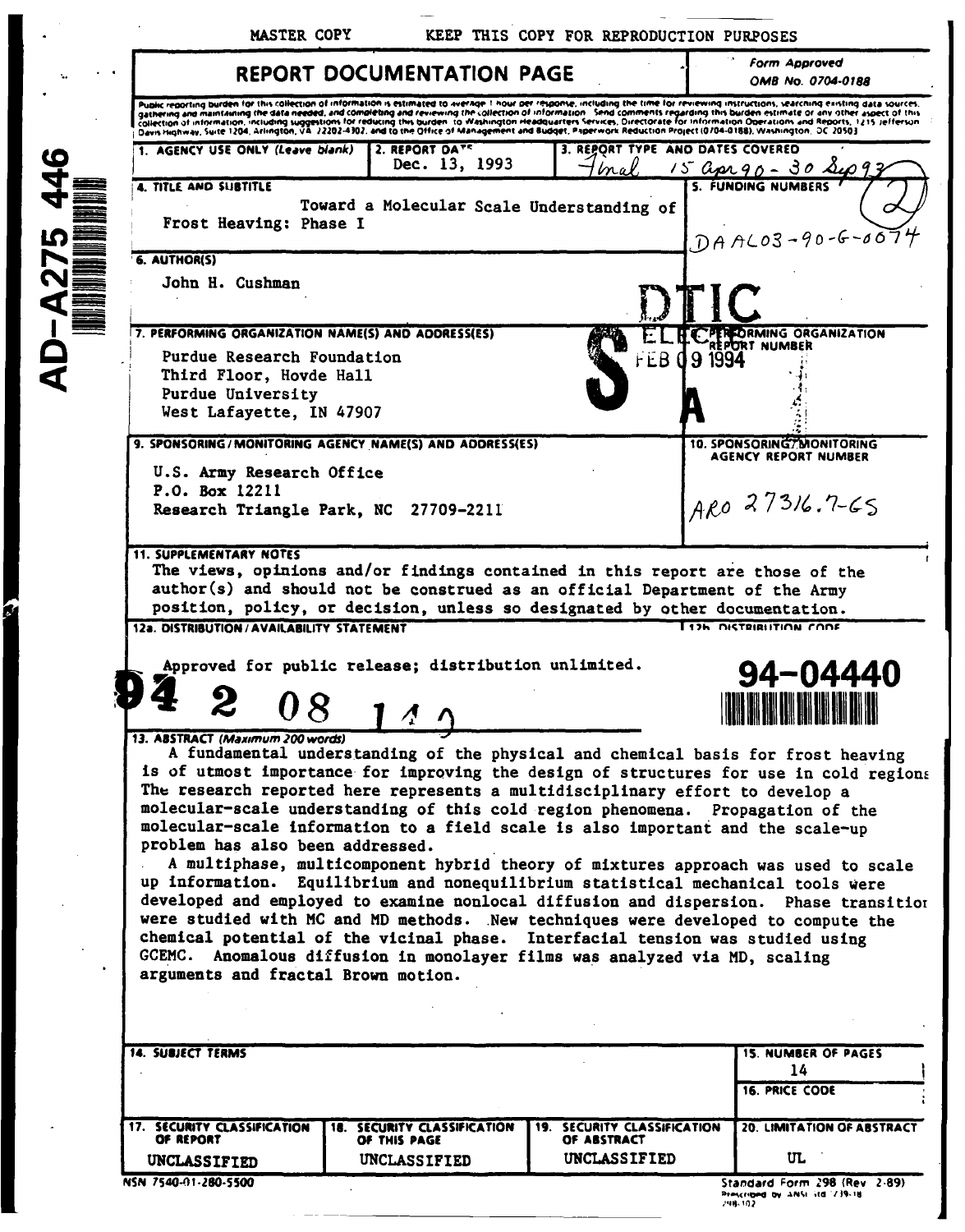MASTER COPY KEEP THIS COPY FOR REPRODUCTION PURPOSES

AD-A275 446

# REPORT DOCUMENTATION PAGE

Form Approved
OMB No. 0704-0188

Public reporting burden for this collection of information is estimated to average 1 hour per response, including the time for reviewing instructions, searching existing data sources, gathering and maintaining the data needed, and completing and reviewing the collection of information. Send comments regarding this burden estimate or any other aspect of this collection of information, including suggestions for reducing this burden, to Washington Headquarters Services, Directorate for Information Operations and Reports, 1215 Jefferson Davis Highway, Suite 1204, Arlington, VA 22202-4302, and to the Office of Management and Budget, Paperwork Reduction Project (0704-0188), Washington, DC 20503.

| 1. AGENCY USE ONLY (Leave blank) | 2. REPORT DATE | 3. REPORT TYPE AND DATES COVERED |
|---|---|---|
| | Dec. 13, 1993 | Final 15 Apr 90 - 30 Sep 93 |

**4. TITLE AND SUBTITLE**
Toward a Molecular Scale Understanding of Frost Heaving: Phase I

**5. FUNDING NUMBERS**
DAAL03-90-G-0074

**6. AUTHOR(S)**
John H. Cushman

**7. PERFORMING ORGANIZATION NAME(S) AND ADDRESS(ES)**
Purdue Research Foundation
Third Floor, Hovde Hall
Purdue University
West Lafayette, IN 47907

**8. PERFORMING ORGANIZATION REPORT NUMBER**

DTIC ELECTE FEB 09 1994 S A

**9. SPONSORING/MONITORING AGENCY NAME(S) AND ADDRESS(ES)**
U.S. Army Research Office
P.O. Box 12211
Research Triangle Park, NC 27709-2211

**10. SPONSORING/MONITORING AGENCY REPORT NUMBER**
ARO 27316.7-GS

**11. SUPPLEMENTARY NOTES**
The views, opinions and/or findings contained in this report are those of the author(s) and should not be construed as an official Department of the Army position, policy, or decision, unless so designated by other documentation.

**12a. DISTRIBUTION/AVAILABILITY STATEMENT**
Approved for public release; distribution unlimited.

**12b. DISTRIBUTION CODE**

94 2 08 119

94-04440

**13. ABSTRACT (Maximum 200 words)**

A fundamental understanding of the physical and chemical basis for frost heaving is of utmost importance for improving the design of structures for use in cold regions. The research reported here represents a multidisciplinary effort to develop a molecular-scale understanding of this cold region phenomena. Propagation of the molecular-scale information to a field scale is also important and the scale-up problem has also been addressed.

A multiphase, multicomponent hybrid theory of mixtures approach was used to scale up information. Equilibrium and nonequilibrium statistical mechanical tools were developed and employed to examine nonlocal diffusion and dispersion. Phase transitions were studied with MC and MD methods. New techniques were developed to compute the chemical potential of the vicinal phase. Interfacial tension was studied using GCEMC. Anomalous diffusion in monolayer films was analyzed via MD, scaling arguments and fractal Brown motion.

**14. SUBJECT TERMS**

**15. NUMBER OF PAGES**
14

**16. PRICE CODE**

| 17. SECURITY CLASSIFICATION OF REPORT | 18. SECURITY CLASSIFICATION OF THIS PAGE | 19. SECURITY CLASSIFICATION OF ABSTRACT | 20. LIMITATION OF ABSTRACT |
|---|---|---|---|
| UNCLASSIFIED | UNCLASSIFIED | UNCLASSIFIED | UL |

NSN 7540-01-280-5500

Standard Form 298 (Rev 2-89)
Prescribed by ANSI Std Z39-18
298-102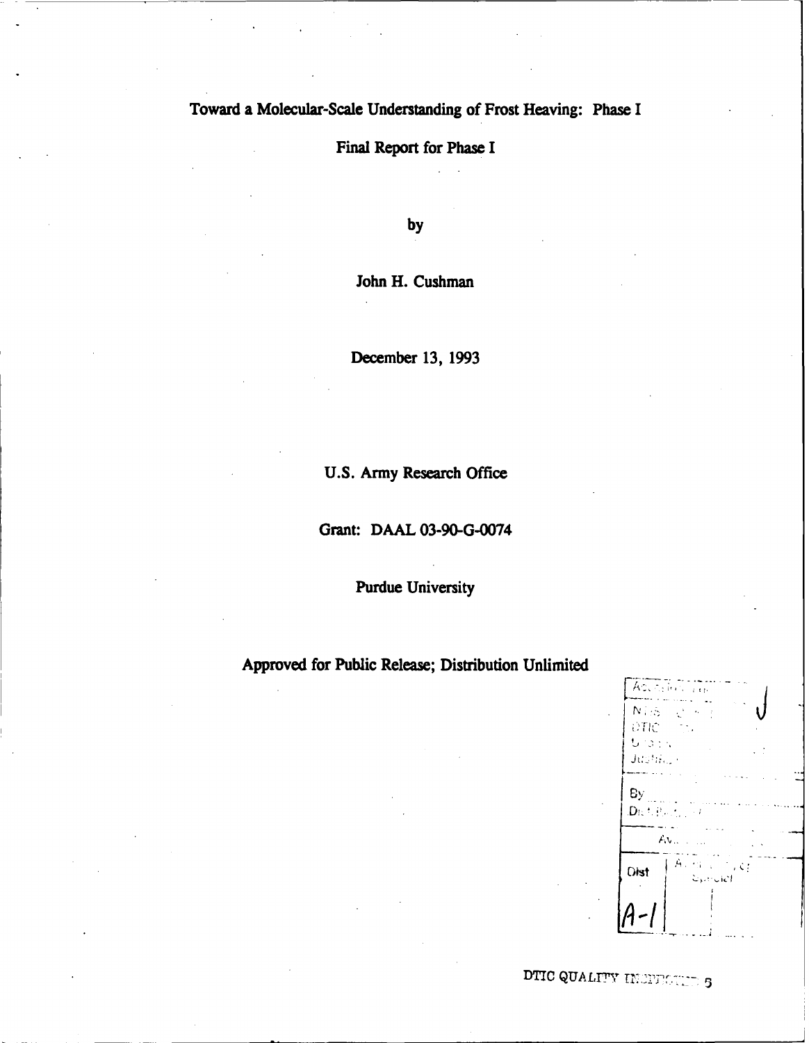# Toward a Molecular-Scale Understanding of Frost Heaving: Phase I

## Final Report for Phase I

by

John H. Cushman

December 13, 1993

U.S. Army Research Office

Grant: DAAL 03-90-G-0074

Purdue University

Approved for Public Release; Distribution Unlimited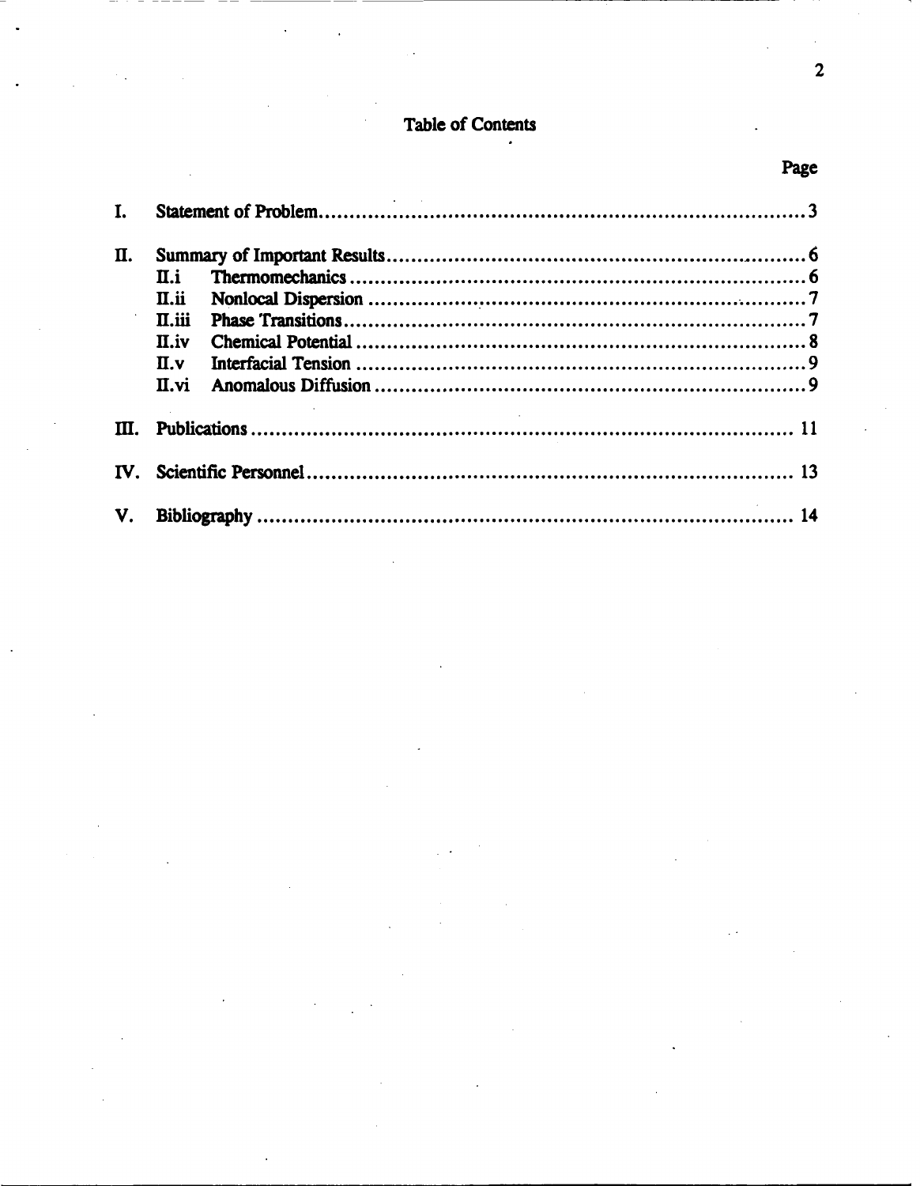# Table of Contents

| | | Page |
|---|---|---|
| I. | Statement of Problem | 3 |
| II. | Summary of Important Results | 6 |
| | II.i Thermomechanics | 6 |
| | II.ii Nonlocal Dispersion | 7 |
| | II.iii Phase Transitions | 7 |
| | II.iv Chemical Potential | 8 |
| | II.v Interfacial Tension | 9 |
| | II.vi Anomalous Diffusion | 9 |
| III. | Publications | 11 |
| IV. | Scientific Personnel | 13 |
| V. | Bibliography | 14 |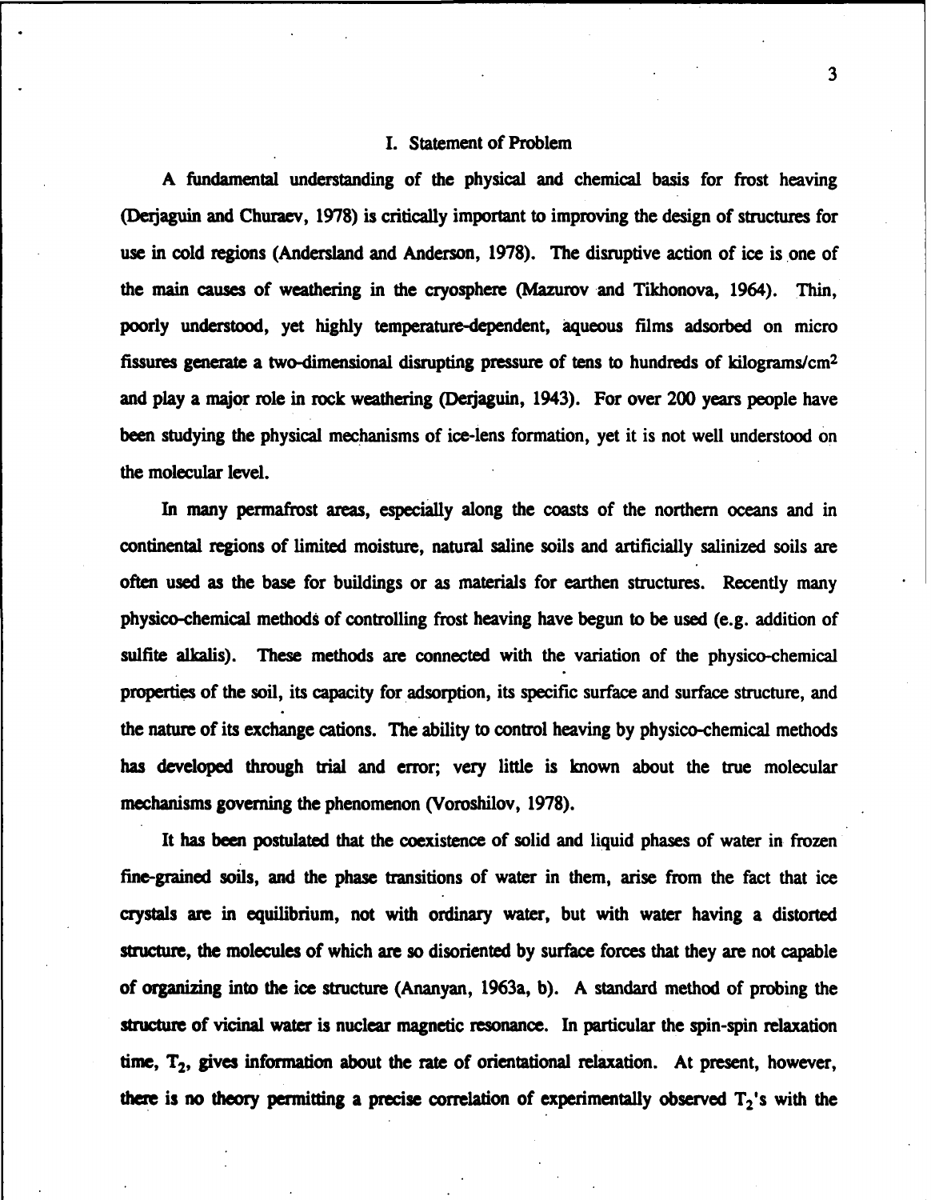## I. Statement of Problem

A fundamental understanding of the physical and chemical basis for frost heaving (Derjaguin and Churaev, 1978) is critically important to improving the design of structures for use in cold regions (Andersland and Anderson, 1978). The disruptive action of ice is one of the main causes of weathering in the cryosphere (Mazurov and Tikhonova, 1964). Thin, poorly understood, yet highly temperature-dependent, aqueous films adsorbed on micro fissures generate a two-dimensional disrupting pressure of tens to hundreds of kilograms/cm$^2$ and play a major role in rock weathering (Derjaguin, 1943). For over 200 years people have been studying the physical mechanisms of ice-lens formation, yet it is not well understood on the molecular level.

In many permafrost areas, especially along the coasts of the northern oceans and in continental regions of limited moisture, natural saline soils and artificially salinized soils are often used as the base for buildings or as materials for earthen structures. Recently many physico-chemical methods of controlling frost heaving have begun to be used (e.g. addition of sulfite alkalis). These methods are connected with the variation of the physico-chemical properties of the soil, its capacity for adsorption, its specific surface and surface structure, and the nature of its exchange cations. The ability to control heaving by physico-chemical methods has developed through trial and error; very little is known about the true molecular mechanisms governing the phenomenon (Voroshilov, 1978).

It has been postulated that the coexistence of solid and liquid phases of water in frozen fine-grained soils, and the phase transitions of water in them, arise from the fact that ice crystals are in equilibrium, not with ordinary water, but with water having a distorted structure, the molecules of which are so disoriented by surface forces that they are not capable of organizing into the ice structure (Ananyan, 1963a, b). A standard method of probing the structure of vicinal water is nuclear magnetic resonance. In particular the spin-spin relaxation time, $T_2$, gives information about the rate of orientational relaxation. At present, however, there is no theory permitting a precise correlation of experimentally observed $T_2$'s with the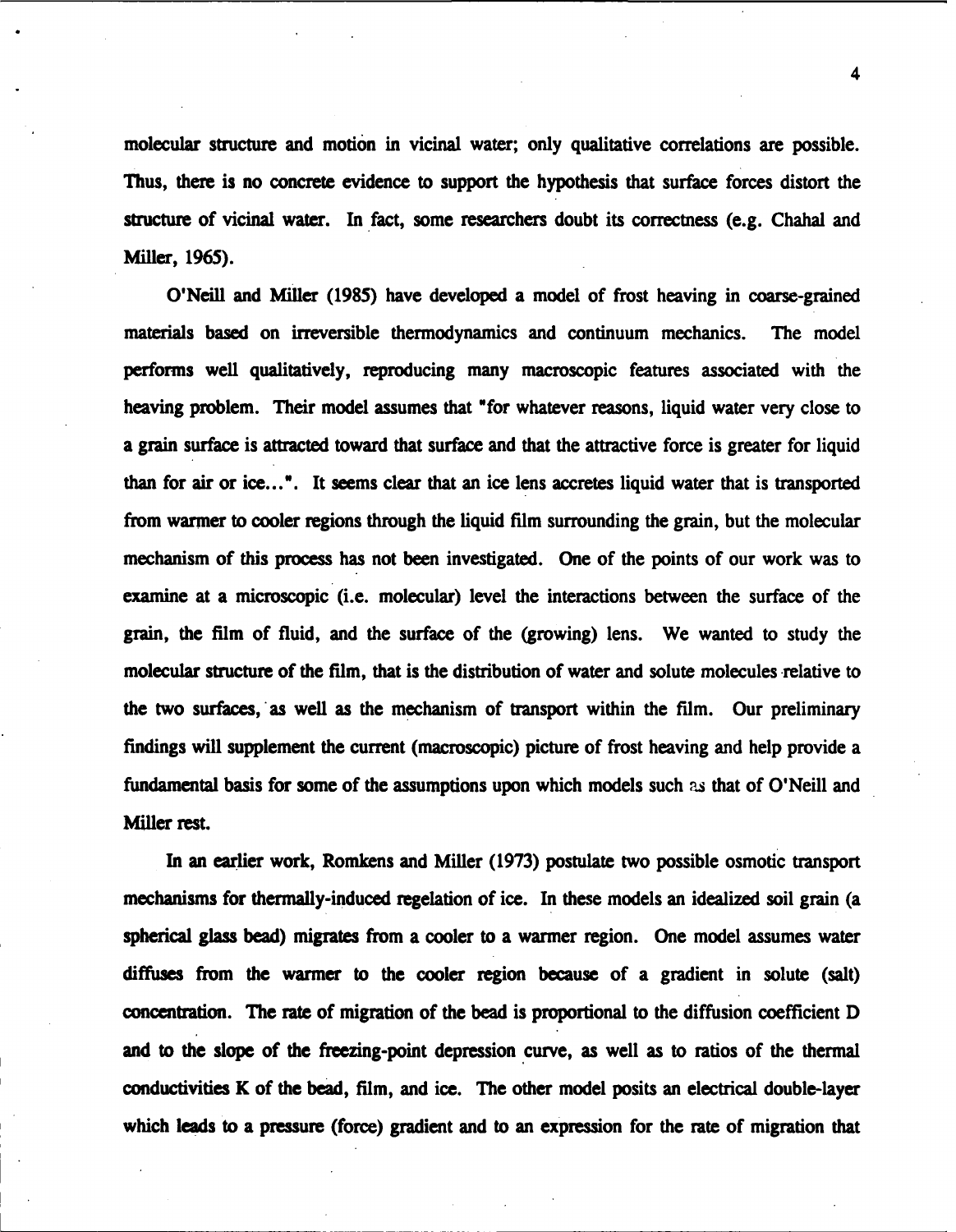molecular structure and motion in vicinal water; only qualitative correlations are possible. Thus, there is no concrete evidence to support the hypothesis that surface forces distort the structure of vicinal water. In fact, some researchers doubt its correctness (e.g. Chahal and Miller, 1965).

O'Neill and Miller (1985) have developed a model of frost heaving in coarse-grained materials based on irreversible thermodynamics and continuum mechanics. The model performs well qualitatively, reproducing many macroscopic features associated with the heaving problem. Their model assumes that "for whatever reasons, liquid water very close to a grain surface is attracted toward that surface and that the attractive force is greater for liquid than for air or ice...". It seems clear that an ice lens accretes liquid water that is transported from warmer to cooler regions through the liquid film surrounding the grain, but the molecular mechanism of this process has not been investigated. One of the points of our work was to examine at a microscopic (i.e. molecular) level the interactions between the surface of the grain, the film of fluid, and the surface of the (growing) lens. We wanted to study the molecular structure of the film, that is the distribution of water and solute molecules relative to the two surfaces, as well as the mechanism of transport within the film. Our preliminary findings will supplement the current (macroscopic) picture of frost heaving and help provide a fundamental basis for some of the assumptions upon which models such as that of O'Neill and Miller rest.

In an earlier work, Romkens and Miller (1973) postulate two possible osmotic transport mechanisms for thermally-induced regelation of ice. In these models an idealized soil grain (a spherical glass bead) migrates from a cooler to a warmer region. One model assumes water diffuses from the warmer to the cooler region because of a gradient in solute (salt) concentration. The rate of migration of the bead is proportional to the diffusion coefficient D and to the slope of the freezing-point depression curve, as well as to ratios of the thermal conductivities K of the bead, film, and ice. The other model posits an electrical double-layer which leads to a pressure (force) gradient and to an expression for the rate of migration that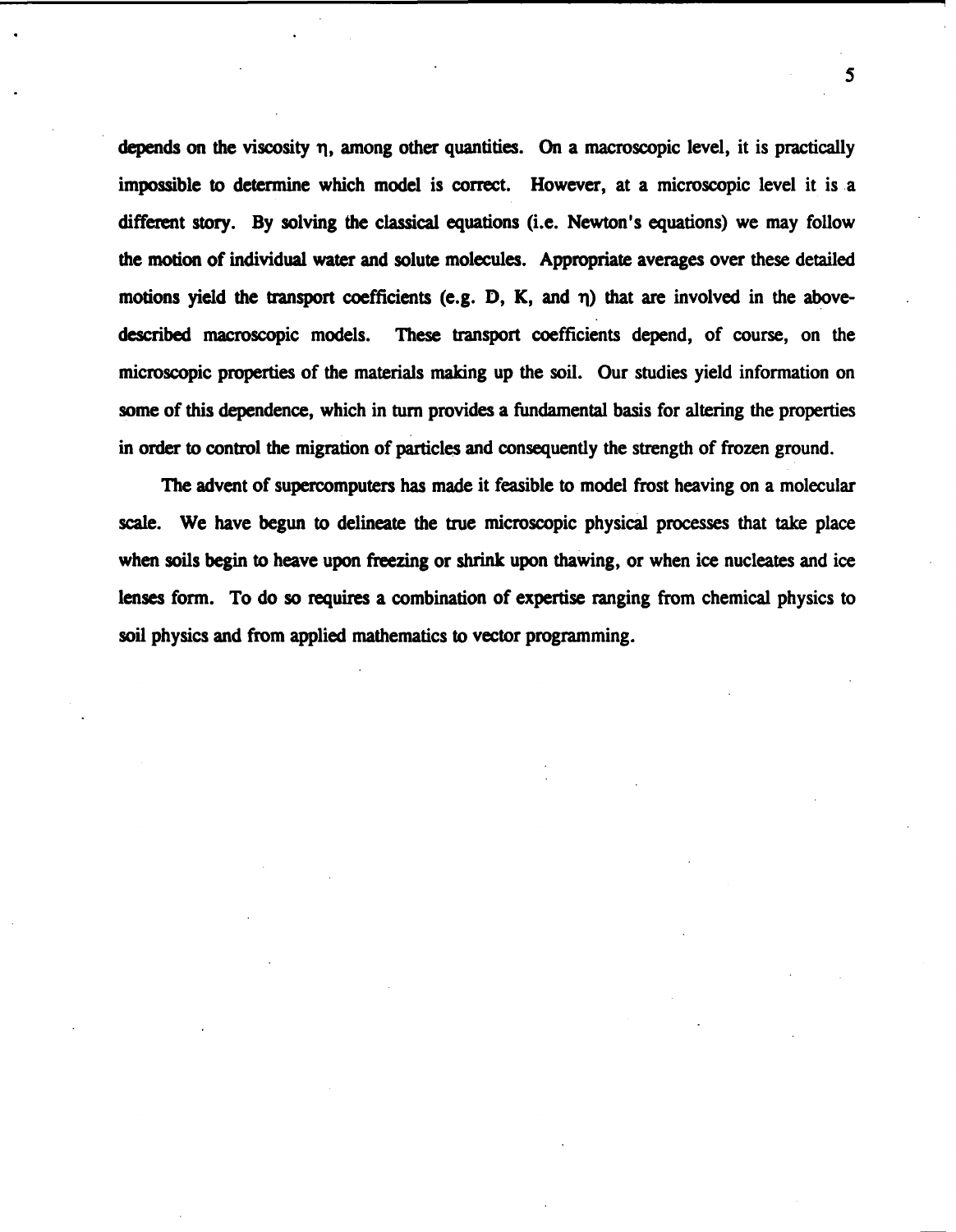depends on the viscosity $\eta$, among other quantities. On a macroscopic level, it is practically impossible to determine which model is correct. However, at a microscopic level it is a different story. By solving the classical equations (i.e. Newton's equations) we may follow the motion of individual water and solute molecules. Appropriate averages over these detailed motions yield the transport coefficients (e.g. D, K, and $\eta$) that are involved in the above-described macroscopic models. These transport coefficients depend, of course, on the microscopic properties of the materials making up the soil. Our studies yield information on some of this dependence, which in turn provides a fundamental basis for altering the properties in order to control the migration of particles and consequently the strength of frozen ground.

The advent of supercomputers has made it feasible to model frost heaving on a molecular scale. We have begun to delineate the true microscopic physical processes that take place when soils begin to heave upon freezing or shrink upon thawing, or when ice nucleates and ice lenses form. To do so requires a combination of expertise ranging from chemical physics to soil physics and from applied mathematics to vector programming.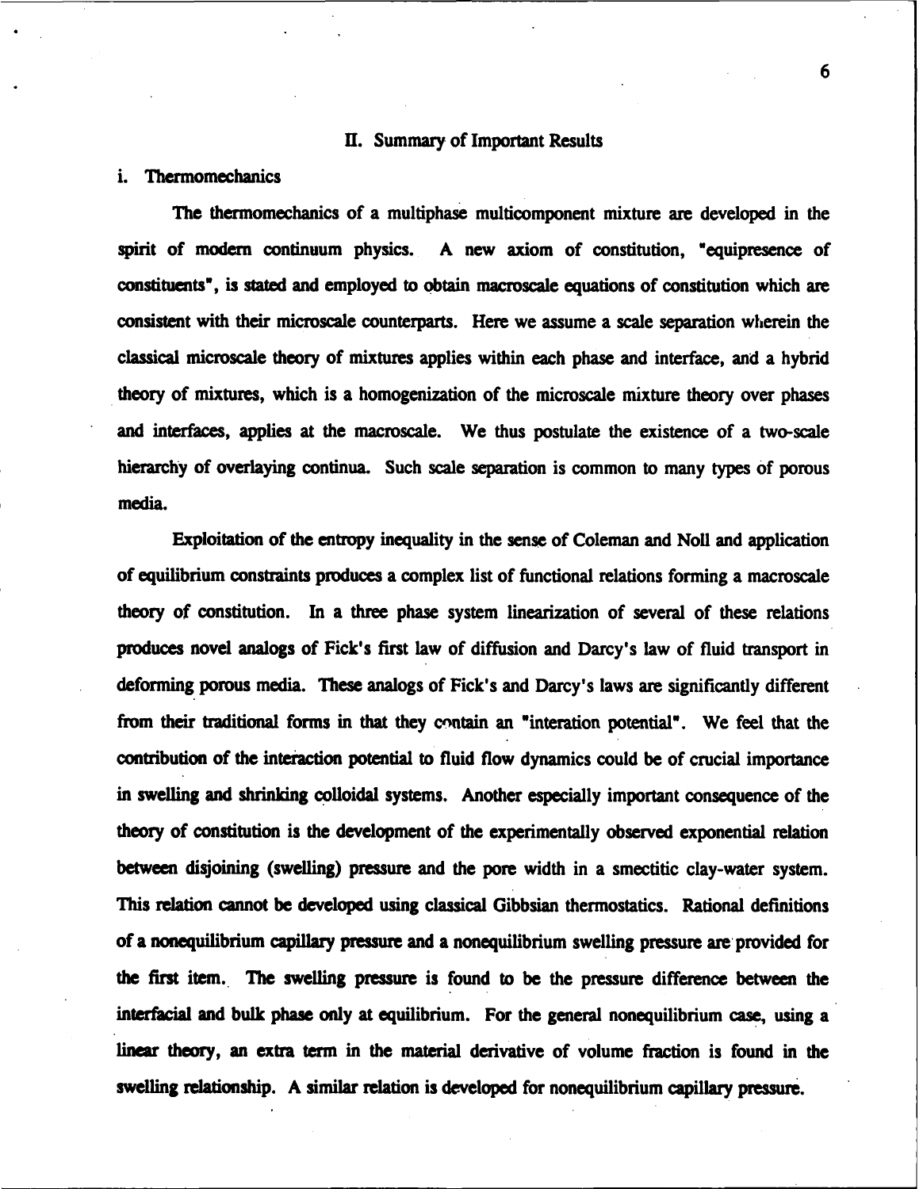## II. Summary of Important Results

### i. Thermomechanics

The thermomechanics of a multiphase multicomponent mixture are developed in the spirit of modern continuum physics. A new axiom of constitution, "equipresence of constituents", is stated and employed to obtain macroscale equations of constitution which are consistent with their microscale counterparts. Here we assume a scale separation wherein the classical microscale theory of mixtures applies within each phase and interface, and a hybrid theory of mixtures, which is a homogenization of the microscale mixture theory over phases and interfaces, applies at the macroscale. We thus postulate the existence of a two-scale hierarchy of overlaying continua. Such scale separation is common to many types of porous media.

Exploitation of the entropy inequality in the sense of Coleman and Noll and application of equilibrium constraints produces a complex list of functional relations forming a macroscale theory of constitution. In a three phase system linearization of several of these relations produces novel analogs of Fick's first law of diffusion and Darcy's law of fluid transport in deforming porous media. These analogs of Fick's and Darcy's laws are significantly different from their traditional forms in that they contain an "interation potential". We feel that the contribution of the interaction potential to fluid flow dynamics could be of crucial importance in swelling and shrinking colloidal systems. Another especially important consequence of the theory of constitution is the development of the experimentally observed exponential relation between disjoining (swelling) pressure and the pore width in a smectitic clay-water system. This relation cannot be developed using classical Gibbsian thermostatics. Rational definitions of a nonequilibrium capillary pressure and a nonequilibrium swelling pressure are provided for the first item. The swelling pressure is found to be the pressure difference between the interfacial and bulk phase only at equilibrium. For the general nonequilibrium case, using a linear theory, an extra term in the material derivative of volume fraction is found in the swelling relationship. A similar relation is developed for nonequilibrium capillary pressure.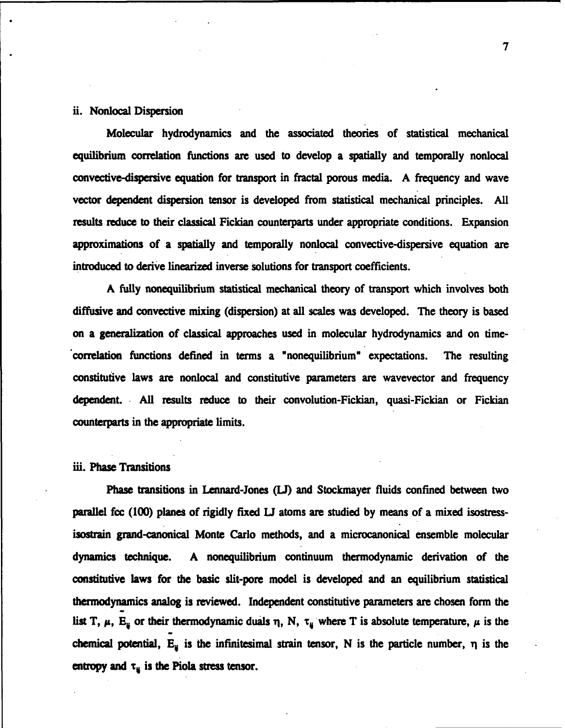### ii. Nonlocal Dispersion

Molecular hydrodynamics and the associated theories of statistical mechanical equilibrium correlation functions are used to develop a spatially and temporally nonlocal convective-dispersive equation for transport in fractal porous media. A frequency and wave vector dependent dispersion tensor is developed from statistical mechanical principles. All results reduce to their classical Fickian counterparts under appropriate conditions. Expansion approximations of a spatially and temporally nonlocal convective-dispersive equation are introduced to derive linearized inverse solutions for transport coefficients.

A fully nonequilibrium statistical mechanical theory of transport which involves both diffusive and convective mixing (dispersion) at all scales was developed. The theory is based on a generalization of classical approaches used in molecular hydrodynamics and on time-correlation functions defined in terms a "nonequilibrium" expectations. The resulting constitutive laws are nonlocal and constitutive parameters are wavevector and frequency dependent. All results reduce to their convolution-Fickian, quasi-Fickian or Fickian counterparts in the appropriate limits.

### iii. Phase Transitions

Phase transitions in Lennard-Jones (LJ) and Stockmayer fluids confined between two parallel fcc (100) planes of rigidly fixed LJ atoms are studied by means of a mixed isostress-isostrain grand-canonical Monte Carlo methods, and a microcanonical ensemble molecular dynamics technique. A nonequilibrium continuum thermodynamic derivation of the constitutive laws for the basic slit-pore model is developed and an equilibrium statistical thermodynamics analog is reviewed. Independent constitutive parameters are chosen form the list T, $\mu$, $\tilde{E}_{ij}$ or their thermodynamic duals $\eta$, N, $\tau_{ij}$ where T is absolute temperature, $\mu$ is the chemical potential, $\tilde{E}_{ij}$ is the infinitesimal strain tensor, N is the particle number, $\eta$ is the entropy and $\tau_{ij}$ is the Piola stress tensor.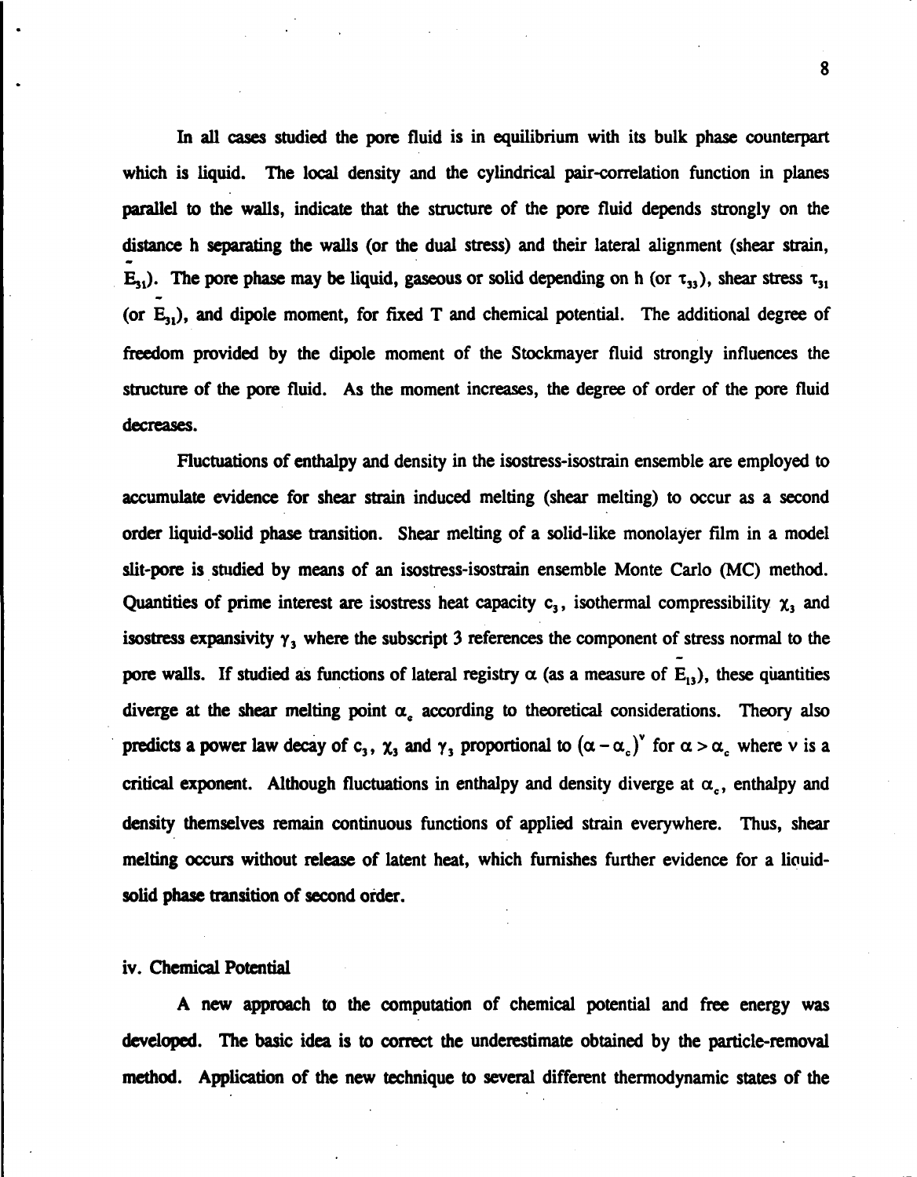In all cases studied the pore fluid is in equilibrium with its bulk phase counterpart which is liquid. The local density and the cylindrical pair-correlation function in planes parallel to the walls, indicate that the structure of the pore fluid depends strongly on the distance h separating the walls (or the dual stress) and their lateral alignment (shear strain, $\bar{E}_{31}$). The pore phase may be liquid, gaseous or solid depending on h (or $\tau_{33}$), shear stress $\tau_{31}$ (or $\bar{E}_{31}$), and dipole moment, for fixed T and chemical potential. The additional degree of freedom provided by the dipole moment of the Stockmayer fluid strongly influences the structure of the pore fluid. As the moment increases, the degree of order of the pore fluid decreases.

Fluctuations of enthalpy and density in the isostress-isostrain ensemble are employed to accumulate evidence for shear strain induced melting (shear melting) to occur as a second order liquid-solid phase transition. Shear melting of a solid-like monolayer film in a model slit-pore is studied by means of an isostress-isostrain ensemble Monte Carlo (MC) method. Quantities of prime interest are isostress heat capacity $c_3$, isothermal compressibility $\chi_3$ and isostress expansivity $\gamma_3$ where the subscript 3 references the component of stress normal to the pore walls. If studied as functions of lateral registry $\alpha$ (as a measure of $\bar{E}_{13}$), these quantities diverge at the shear melting point $\alpha_c$ according to theoretical considerations. Theory also predicts a power law decay of $c_3$, $\chi_3$ and $\gamma_3$ proportional to $(\alpha - \alpha_c)^{\nu}$ for $\alpha > \alpha_c$ where $\nu$ is a critical exponent. Although fluctuations in enthalpy and density diverge at $\alpha_c$, enthalpy and density themselves remain continuous functions of applied strain everywhere. Thus, shear melting occurs without release of latent heat, which furnishes further evidence for a liquid-solid phase transition of second order.

### iv. Chemical Potential

A new approach to the computation of chemical potential and free energy was developed. The basic idea is to correct the underestimate obtained by the particle-removal method. Application of the new technique to several different thermodynamic states of the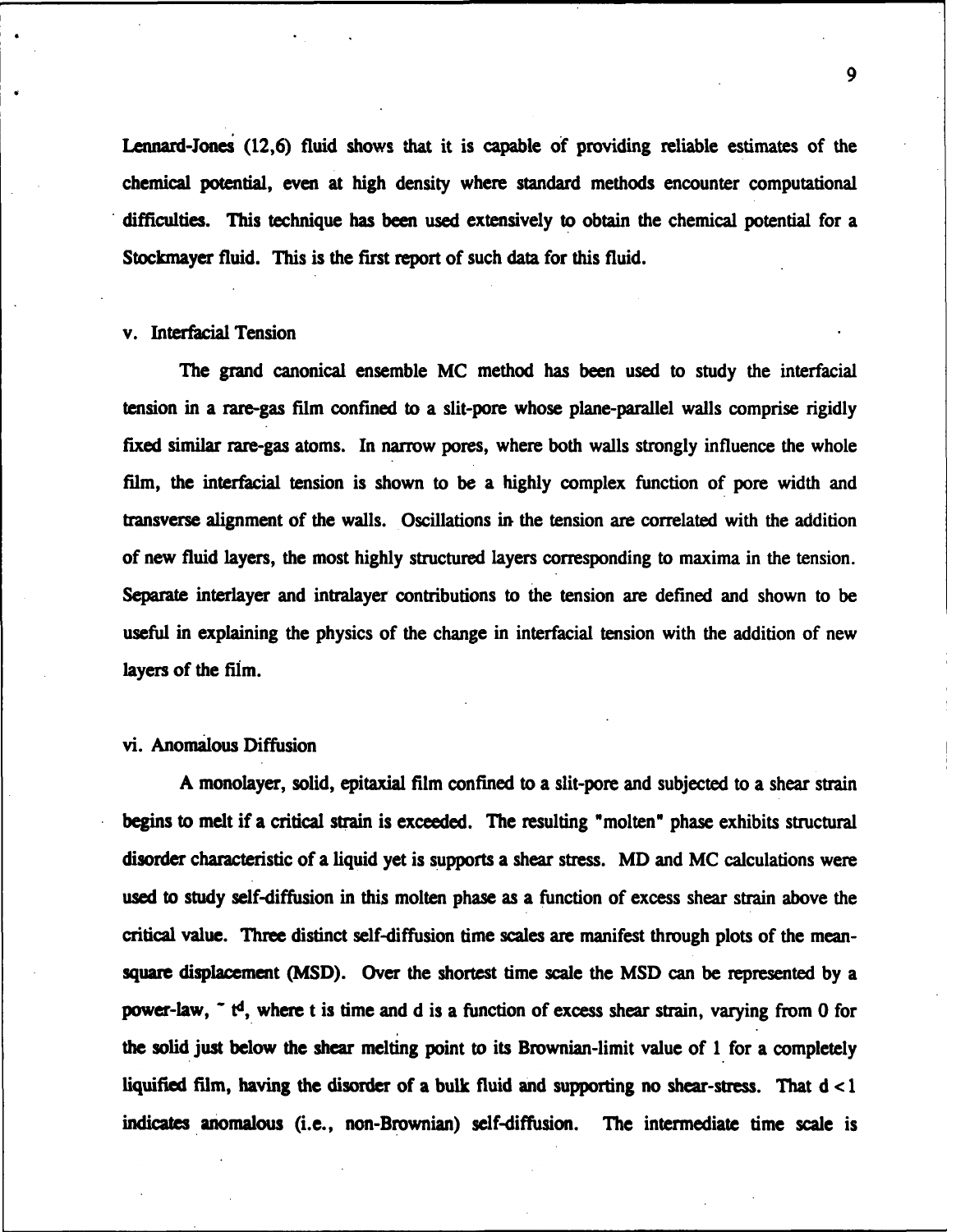Lennard-Jones (12,6) fluid shows that it is capable of providing reliable estimates of the chemical potential, even at high density where standard methods encounter computational difficulties. This technique has been used extensively to obtain the chemical potential for a Stockmayer fluid. This is the first report of such data for this fluid.

### v. Interfacial Tension

The grand canonical ensemble MC method has been used to study the interfacial tension in a rare-gas film confined to a slit-pore whose plane-parallel walls comprise rigidly fixed similar rare-gas atoms. In narrow pores, where both walls strongly influence the whole film, the interfacial tension is shown to be a highly complex function of pore width and transverse alignment of the walls. Oscillations in the tension are correlated with the addition of new fluid layers, the most highly structured layers corresponding to maxima in the tension. Separate interlayer and intralayer contributions to the tension are defined and shown to be useful in explaining the physics of the change in interfacial tension with the addition of new layers of the film.

### vi. Anomalous Diffusion

A monolayer, solid, epitaxial film confined to a slit-pore and subjected to a shear strain begins to melt if a critical strain is exceeded. The resulting "molten" phase exhibits structural disorder characteristic of a liquid yet is supports a shear stress. MD and MC calculations were used to study self-diffusion in this molten phase as a function of excess shear strain above the critical value. Three distinct self-diffusion time scales are manifest through plots of the mean-square displacement (MSD). Over the shortest time scale the MSD can be represented by a power-law, $\sim t^d$, where t is time and d is a function of excess shear strain, varying from 0 for the solid just below the shear melting point to its Brownian-limit value of 1 for a completely liquified film, having the disorder of a bulk fluid and supporting no shear-stress. That $d < 1$ indicates anomalous (i.e., non-Brownian) self-diffusion. The intermediate time scale is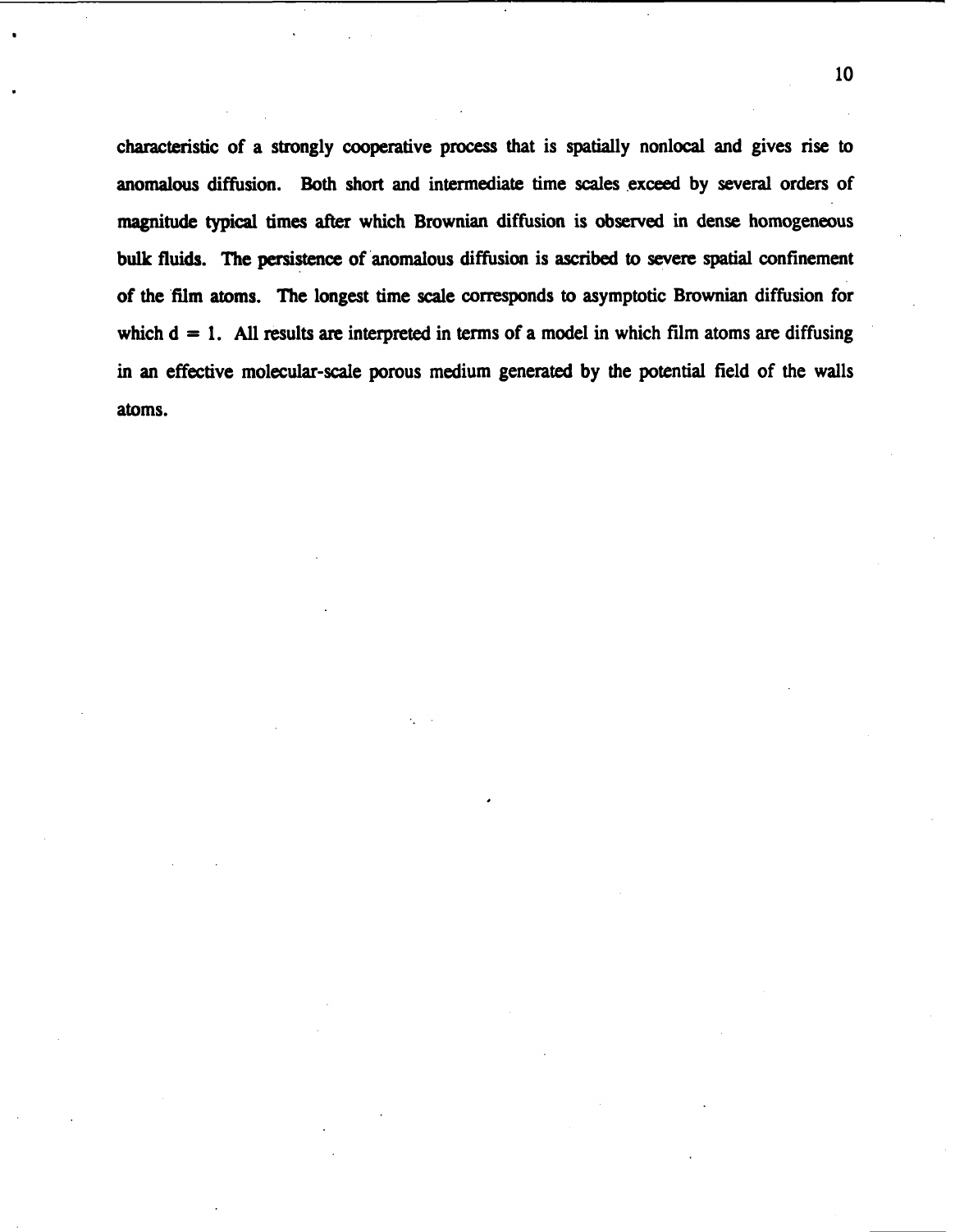characteristic of a strongly cooperative process that is spatially nonlocal and gives rise to anomalous diffusion. Both short and intermediate time scales exceed by several orders of magnitude typical times after which Brownian diffusion is observed in dense homogeneous bulk fluids. The persistence of anomalous diffusion is ascribed to severe spatial confinement of the film atoms. The longest time scale corresponds to asymptotic Brownian diffusion for which $d = 1$. All results are interpreted in terms of a model in which film atoms are diffusing in an effective molecular-scale porous medium generated by the potential field of the walls atoms.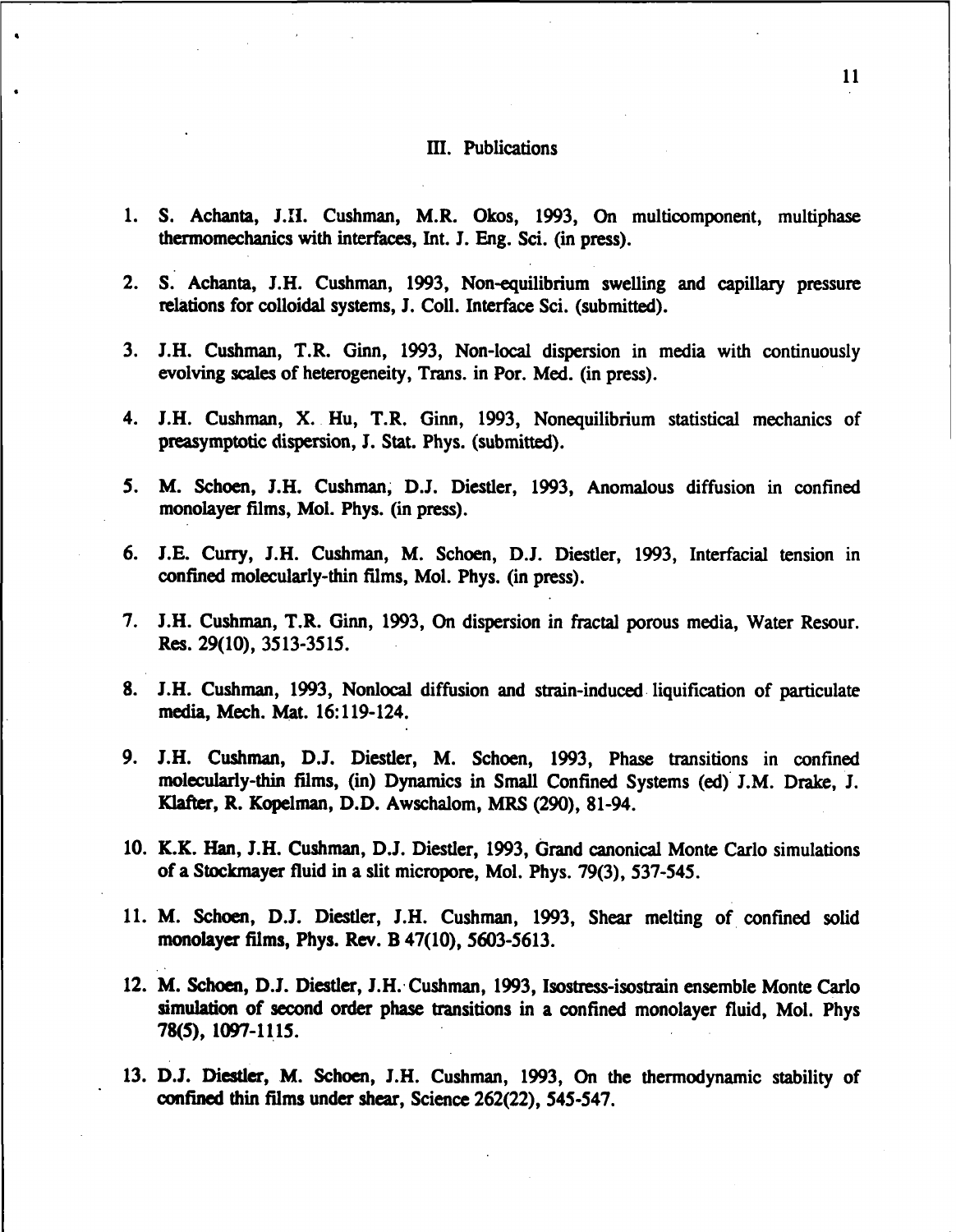## III. Publications

1. S. Achanta, J.H. Cushman, M.R. Okos, 1993, On multicomponent, multiphase thermomechanics with interfaces, Int. J. Eng. Sci. (in press).

2. S. Achanta, J.H. Cushman, 1993, Non-equilibrium swelling and capillary pressure relations for colloidal systems, J. Coll. Interface Sci. (submitted).

3. J.H. Cushman, T.R. Ginn, 1993, Non-local dispersion in media with continuously evolving scales of heterogeneity, Trans. in Por. Med. (in press).

4. J.H. Cushman, X. Hu, T.R. Ginn, 1993, Nonequilibrium statistical mechanics of preasymptotic dispersion, J. Stat. Phys. (submitted).

5. M. Schoen, J.H. Cushman, D.J. Diestler, 1993, Anomalous diffusion in confined monolayer films, Mol. Phys. (in press).

6. J.E. Curry, J.H. Cushman, M. Schoen, D.J. Diestler, 1993, Interfacial tension in confined molecularly-thin films, Mol. Phys. (in press).

7. J.H. Cushman, T.R. Ginn, 1993, On dispersion in fractal porous media, Water Resour. Res. 29(10), 3513-3515.

8. J.H. Cushman, 1993, Nonlocal diffusion and strain-induced liquification of particulate media, Mech. Mat. 16:119-124.

9. J.H. Cushman, D.J. Diestler, M. Schoen, 1993, Phase transitions in confined molecularly-thin films, (in) Dynamics in Small Confined Systems (ed) J.M. Drake, J. Klafter, R. Kopelman, D.D. Awschalom, MRS (290), 81-94.

10. K.K. Han, J.H. Cushman, D.J. Diestler, 1993, Grand canonical Monte Carlo simulations of a Stockmayer fluid in a slit micropore, Mol. Phys. 79(3), 537-545.

11. M. Schoen, D.J. Diestler, J.H. Cushman, 1993, Shear melting of confined solid monolayer films, Phys. Rev. B 47(10), 5603-5613.

12. M. Schoen, D.J. Diestler, J.H. Cushman, 1993, Isostress-isostrain ensemble Monte Carlo simulation of second order phase transitions in a confined monolayer fluid, Mol. Phys 78(5), 1097-1115.

13. D.J. Diestler, M. Schoen, J.H. Cushman, 1993, On the thermodynamic stability of confined thin films under shear, Science 262(22), 545-547.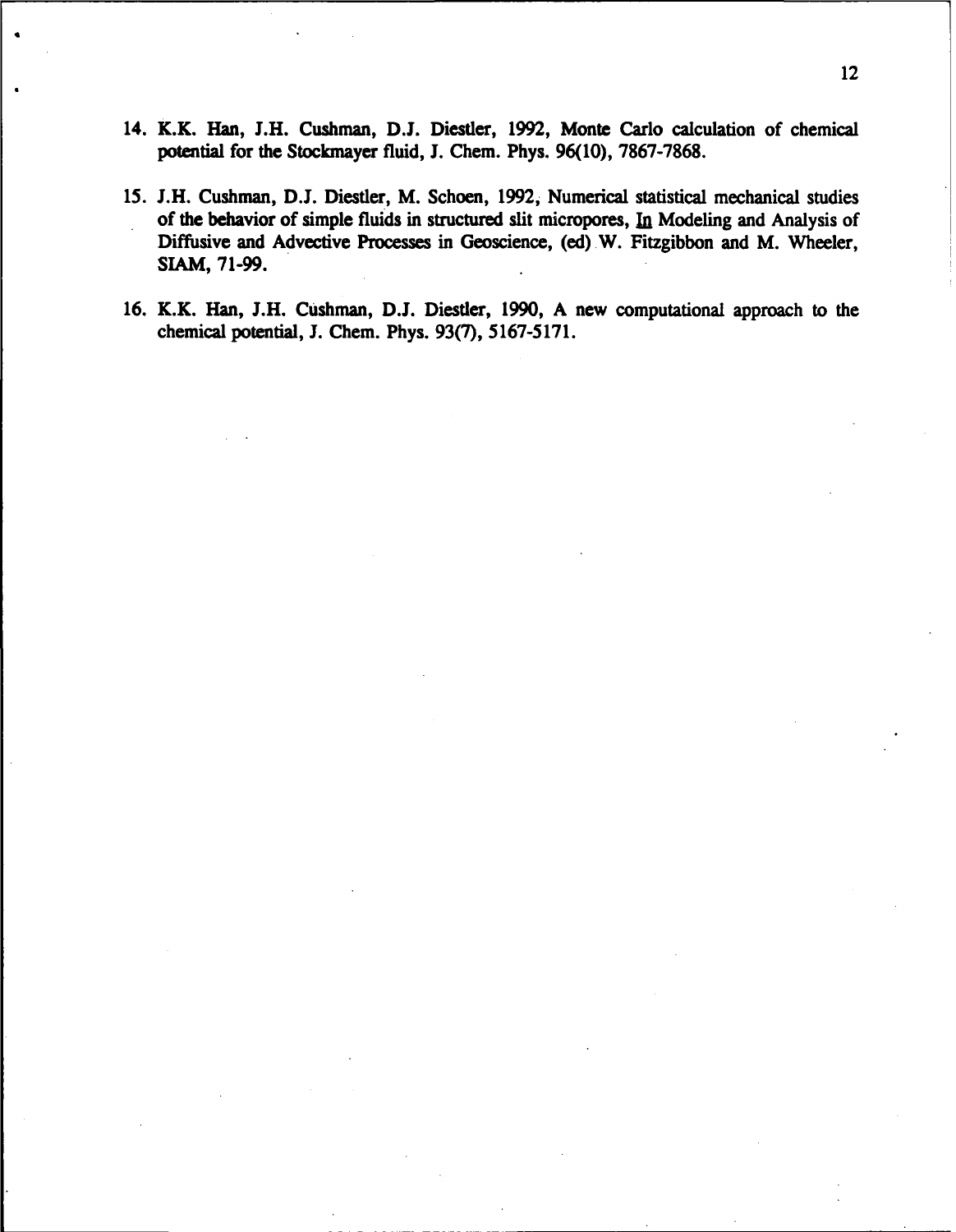14. K.K. Han, J.H. Cushman, D.J. Diestler, 1992, Monte Carlo calculation of chemical potential for the Stockmayer fluid, J. Chem. Phys. 96(10), 7867-7868.

15. J.H. Cushman, D.J. Diestler, M. Schoen, 1992, Numerical statistical mechanical studies of the behavior of simple fluids in structured slit micropores, In Modeling and Analysis of Diffusive and Advective Processes in Geoscience, (ed) W. Fitzgibbon and M. Wheeler, SIAM, 71-99.

16. K.K. Han, J.H. Cushman, D.J. Diestler, 1990, A new computational approach to the chemical potential, J. Chem. Phys. 93(7), 5167-5171.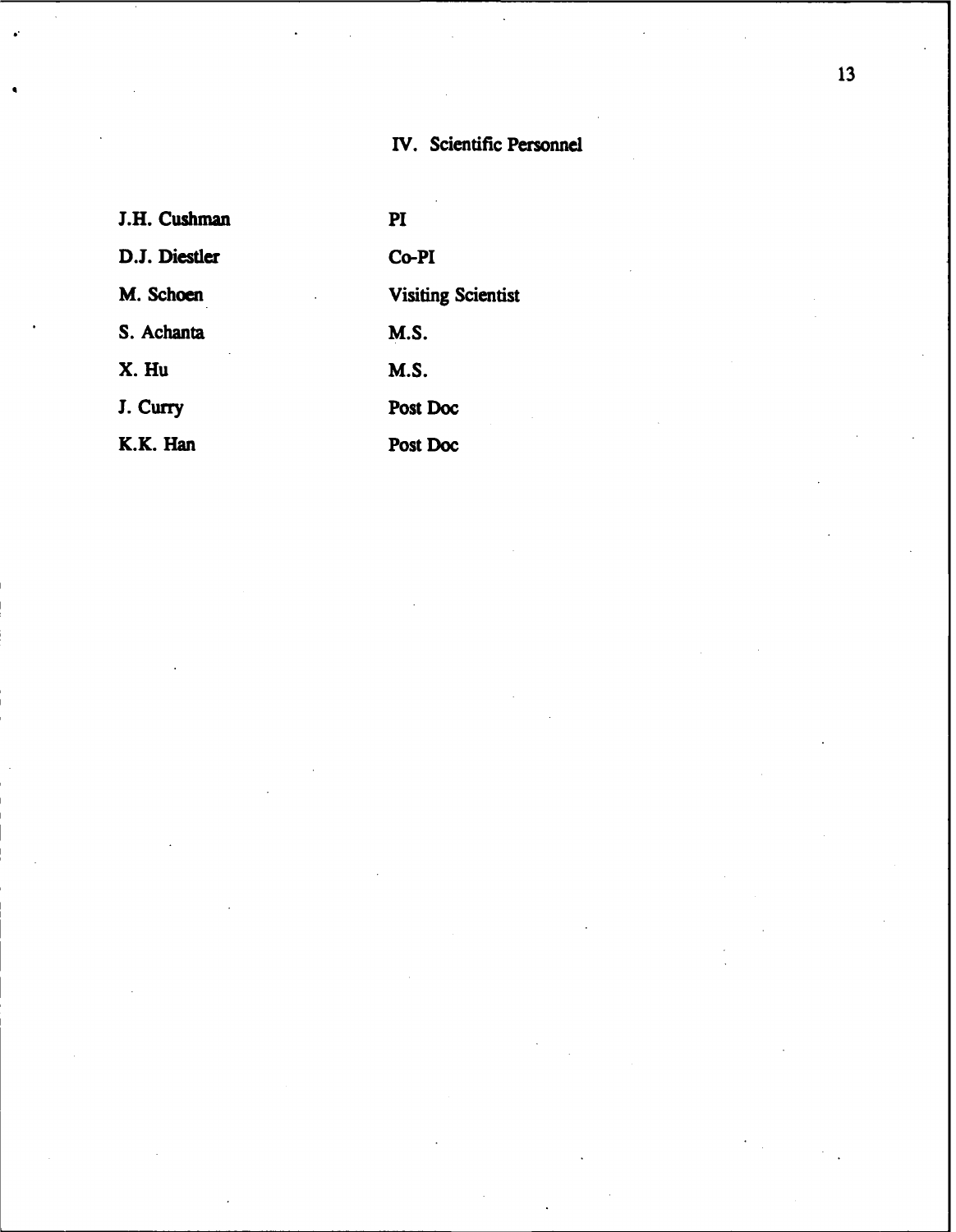## IV. Scientific Personnel

| | |
|---|---|
| J.H. Cushman | PI |
| D.J. Diestler | Co-PI |
| M. Schoen | Visiting Scientist |
| S. Achanta | M.S. |
| X. Hu | M.S. |
| J. Curry | Post Doc |
| K.K. Han | Post Doc |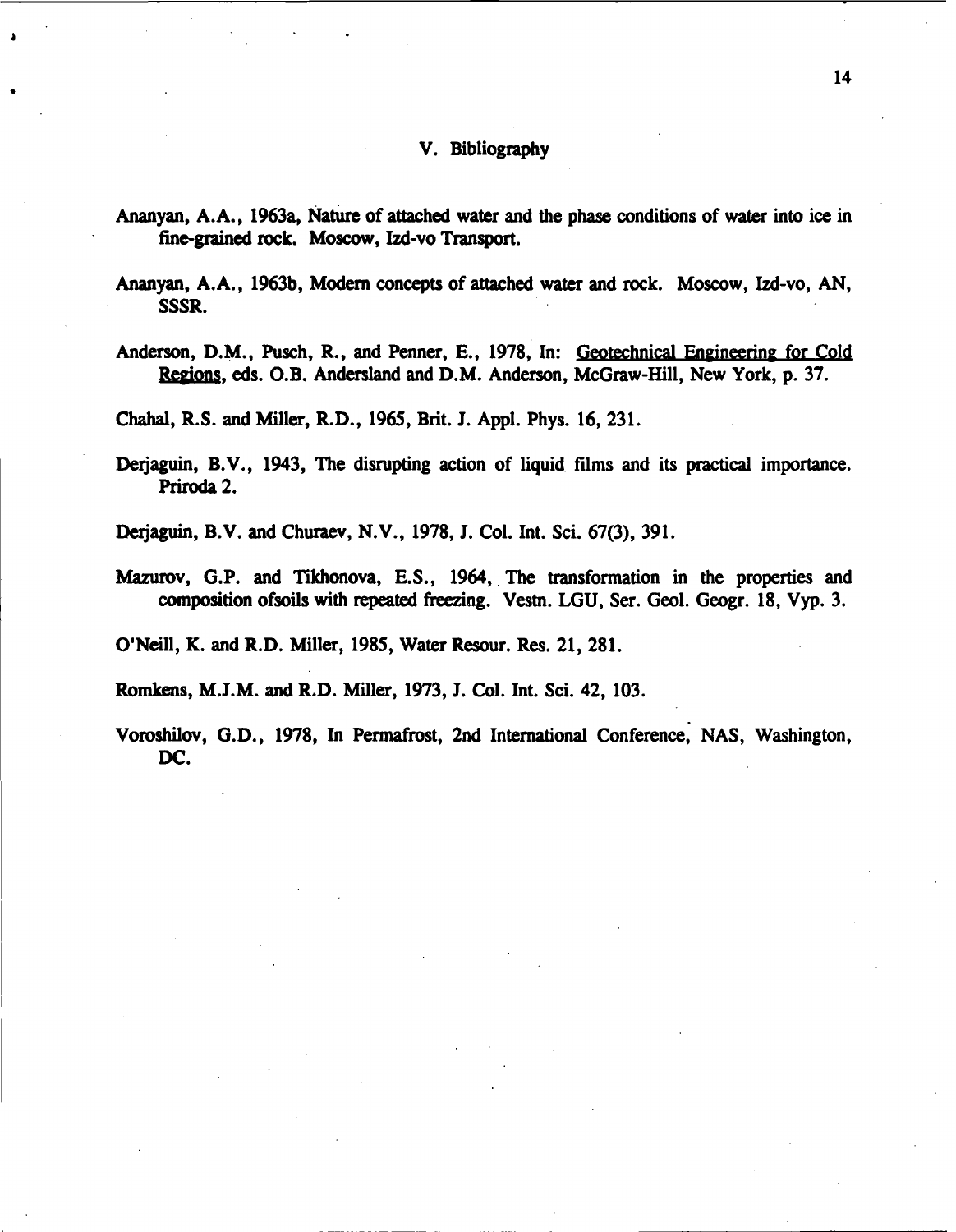## V. Bibliography

Ananyan, A.A., 1963a, Nature of attached water and the phase conditions of water into ice in fine-grained rock. Moscow, Izd-vo Transport.

Ananyan, A.A., 1963b, Modern concepts of attached water and rock. Moscow, Izd-vo, AN, SSSR.

Anderson, D.M., Pusch, R., and Penner, E., 1978, In: Geotechnical Engineering for Cold Regions, eds. O.B. Andersland and D.M. Anderson, McGraw-Hill, New York, p. 37.

Chahal, R.S. and Miller, R.D., 1965, Brit. J. Appl. Phys. 16, 231.

Derjaguin, B.V., 1943, The disrupting action of liquid films and its practical importance. Priroda 2.

Derjaguin, B.V. and Churaev, N.V., 1978, J. Col. Int. Sci. 67(3), 391.

Mazurov, G.P. and Tikhonova, E.S., 1964, The transformation in the properties and composition ofsoils with repeated freezing. Vestn. LGU, Ser. Geol. Geogr. 18, Vyp. 3.

O'Neill, K. and R.D. Miller, 1985, Water Resour. Res. 21, 281.

Romkens, M.J.M. and R.D. Miller, 1973, J. Col. Int. Sci. 42, 103.

Voroshilov, G.D., 1978, In Permafrost, 2nd International Conference, NAS, Washington, DC.